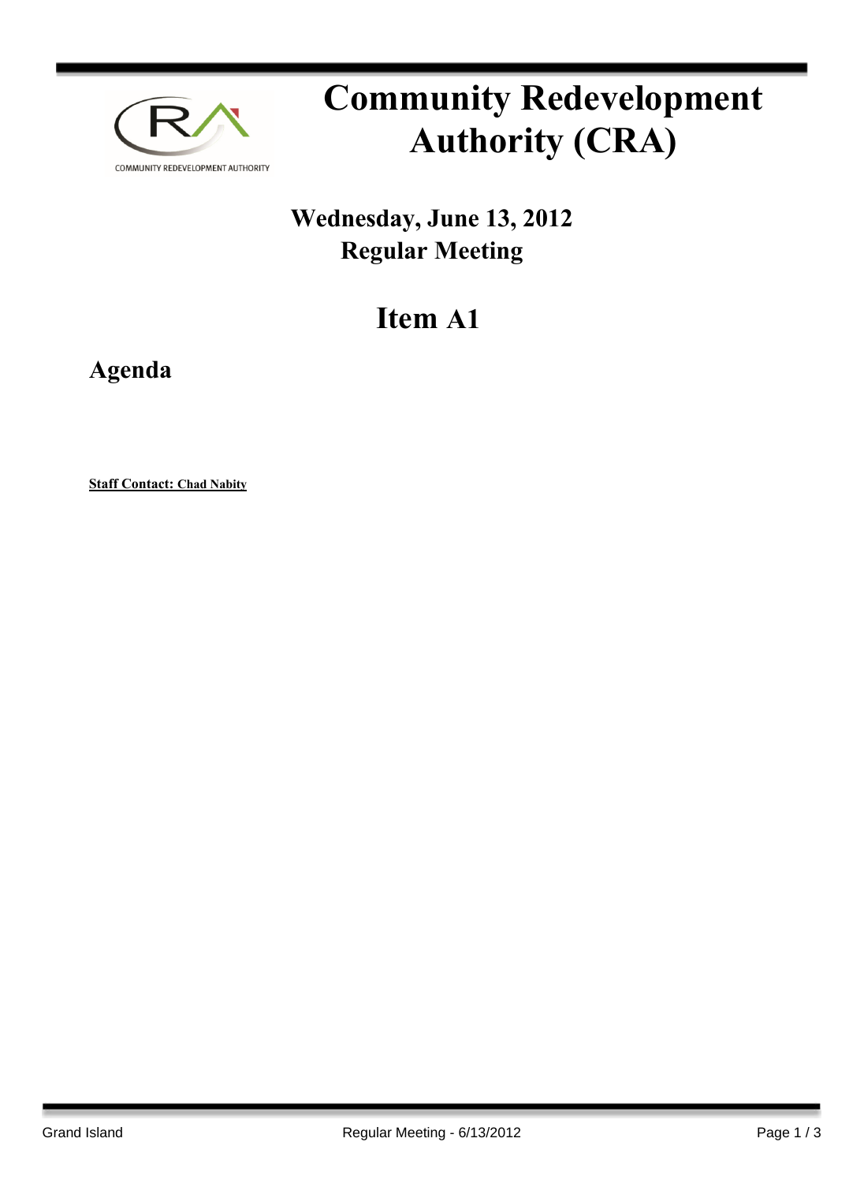# Community Redevelopment Authority (CRA)

## Wednesday, June 13, 2012
## Regular Meeting

# Item A1

## Agenda

**Staff Contact: Chad Nabity**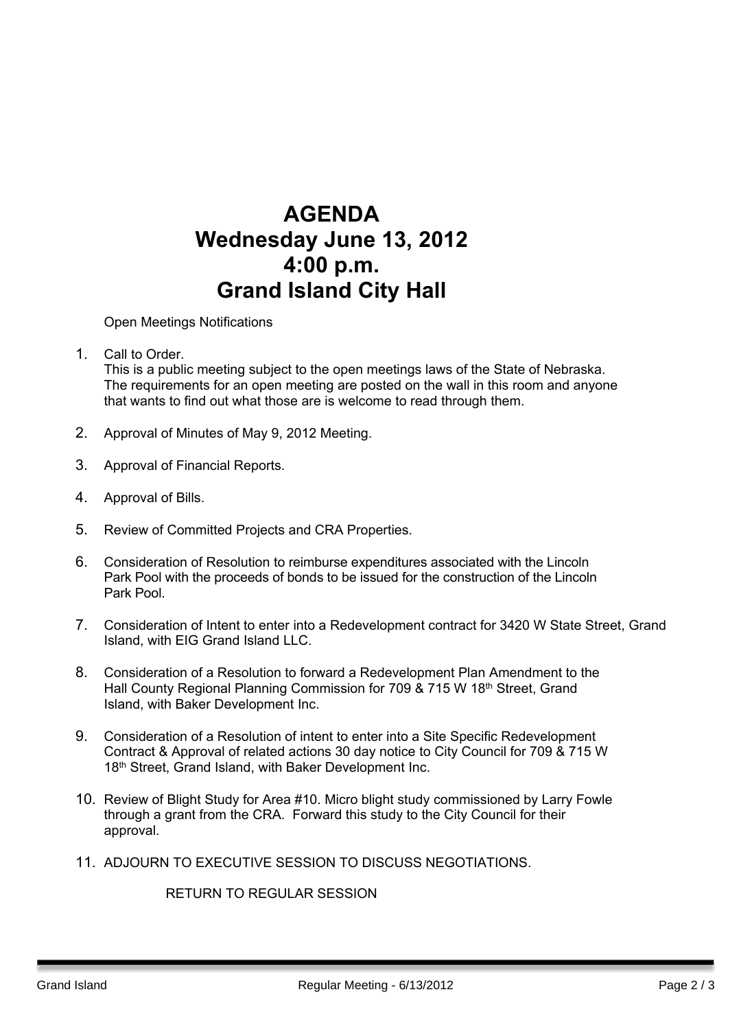# AGENDA
# Wednesday June 13, 2012
# 4:00 p.m.
# Grand Island City Hall

Open Meetings Notifications

1. Call to Order.
   This is a public meeting subject to the open meetings laws of the State of Nebraska. The requirements for an open meeting are posted on the wall in this room and anyone that wants to find out what those are is welcome to read through them.

2. Approval of Minutes of May 9, 2012 Meeting.

3. Approval of Financial Reports.

4. Approval of Bills.

5. Review of Committed Projects and CRA Properties.

6. Consideration of Resolution to reimburse expenditures associated with the Lincoln Park Pool with the proceeds of bonds to be issued for the construction of the Lincoln Park Pool.

7. Consideration of Intent to enter into a Redevelopment contract for 3420 W State Street, Grand Island, with EIG Grand Island LLC.

8. Consideration of a Resolution to forward a Redevelopment Plan Amendment to the Hall County Regional Planning Commission for 709 & 715 W 18th Street, Grand Island, with Baker Development Inc.

9. Consideration of a Resolution of intent to enter into a Site Specific Redevelopment Contract & Approval of related actions 30 day notice to City Council for 709 & 715 W 18th Street, Grand Island, with Baker Development Inc.

10. Review of Blight Study for Area #10. Micro blight study commissioned by Larry Fowle through a grant from the CRA. Forward this study to the City Council for their approval.

11. ADJOURN TO EXECUTIVE SESSION TO DISCUSS NEGOTIATIONS.

    RETURN TO REGULAR SESSION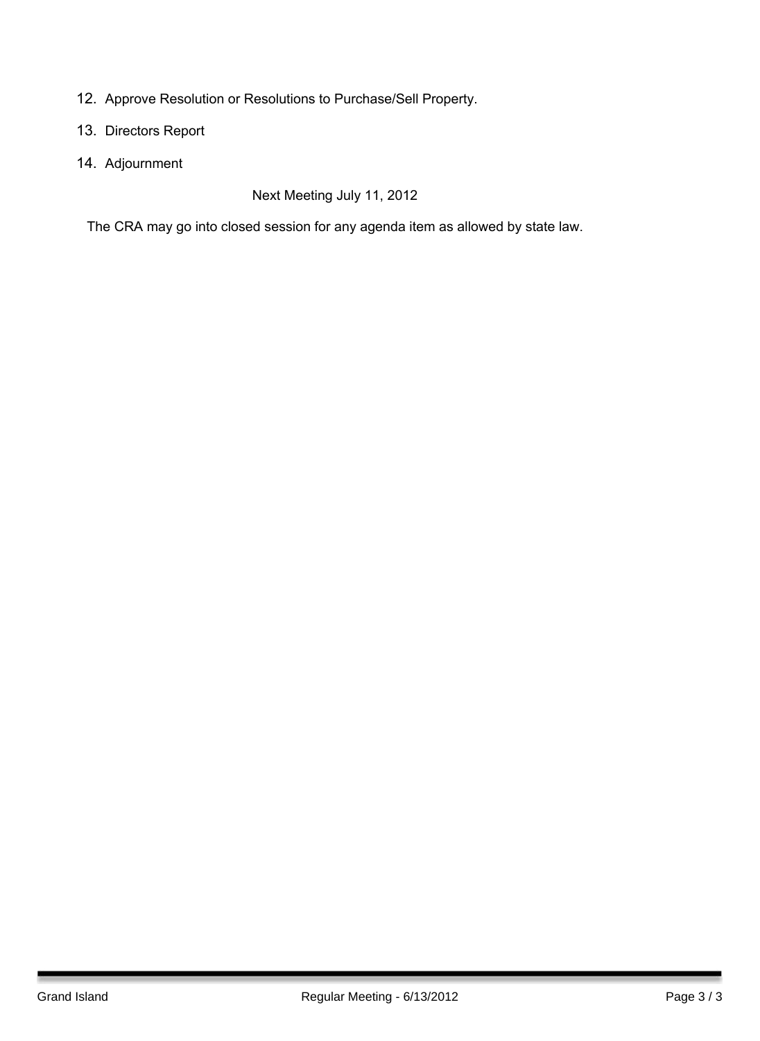12. Approve Resolution or Resolutions to Purchase/Sell Property.
13. Directors Report
14. Adjournment

Next Meeting July 11, 2012

The CRA may go into closed session for any agenda item as allowed by state law.